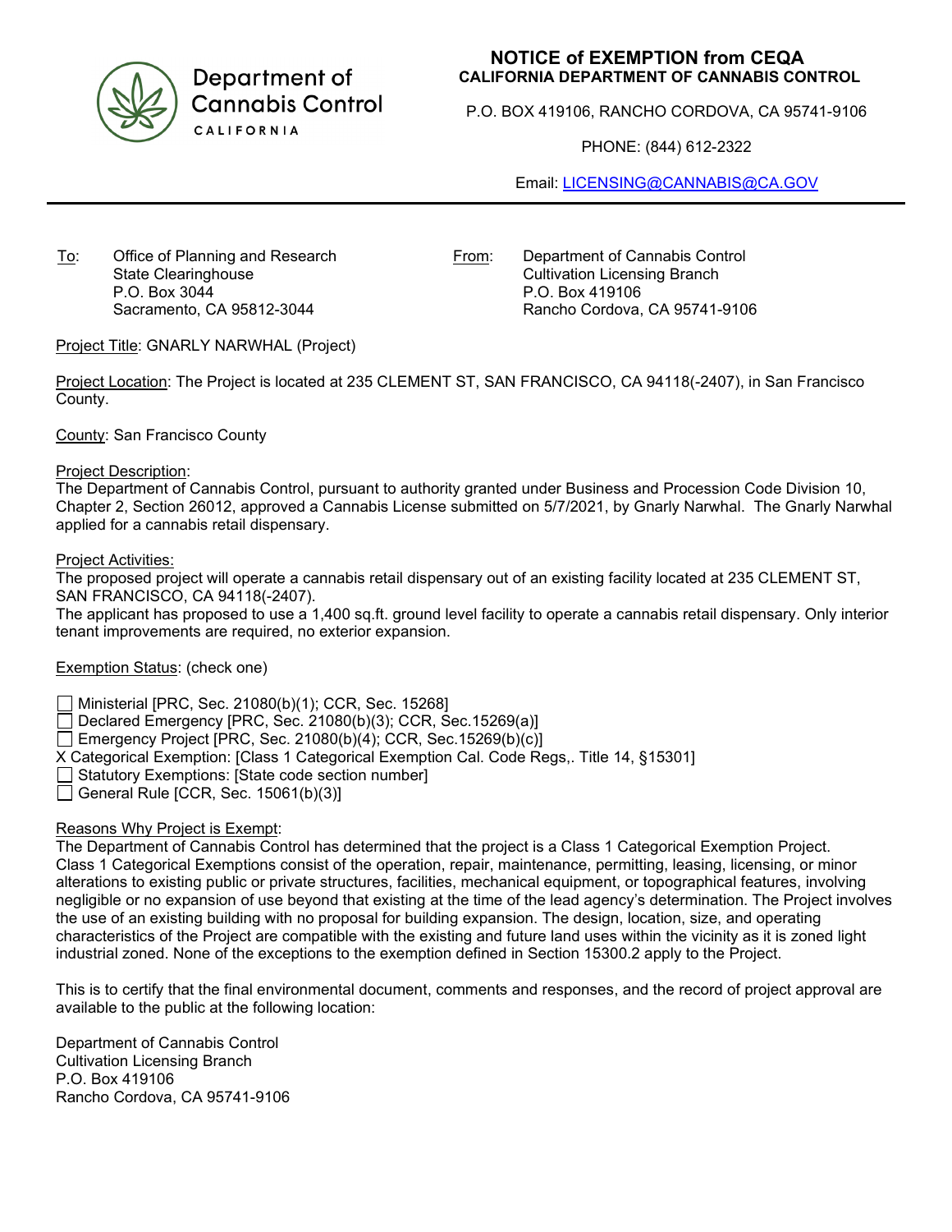Department of Cannabis Control
CALIFORNIA

# NOTICE of EXEMPTION from CEQA
## CALIFORNIA DEPARTMENT OF CANNABIS CONTROL

P.O. BOX 419106, RANCHO CORDOVA, CA 95741-9106

PHONE: (844) 612-2322

Email: LICENSING@CANNABIS@CA.GOV

---

To: Office of Planning and Research
State Clearinghouse
P.O. Box 3044
Sacramento, CA 95812-3044

From: Department of Cannabis Control
Cultivation Licensing Branch
P.O. Box 419106
Rancho Cordova, CA 95741-9106

Project Title: GNARLY NARWHAL (Project)

Project Location: The Project is located at 235 CLEMENT ST, SAN FRANCISCO, CA 94118(-2407), in San Francisco County.

County: San Francisco County

Project Description:
The Department of Cannabis Control, pursuant to authority granted under Business and Procession Code Division 10, Chapter 2, Section 26012, approved a Cannabis License submitted on 5/7/2021, by Gnarly Narwhal. The Gnarly Narwhal applied for a cannabis retail dispensary.

Project Activities:
The proposed project will operate a cannabis retail dispensary out of an existing facility located at 235 CLEMENT ST, SAN FRANCISCO, CA 94118(-2407).
The applicant has proposed to use a 1,400 sq.ft. ground level facility to operate a cannabis retail dispensary. Only interior tenant improvements are required, no exterior expansion.

Exemption Status: (check one)

☐ Ministerial [PRC, Sec. 21080(b)(1); CCR, Sec. 15268]
☐ Declared Emergency [PRC, Sec. 21080(b)(3); CCR, Sec.15269(a)]
☐ Emergency Project [PRC, Sec. 21080(b)(4); CCR, Sec.15269(b)(c)]
X Categorical Exemption: [Class 1 Categorical Exemption Cal. Code Regs,. Title 14, §15301]
☐ Statutory Exemptions: [State code section number]
☐ General Rule [CCR, Sec. 15061(b)(3)]

Reasons Why Project is Exempt:
The Department of Cannabis Control has determined that the project is a Class 1 Categorical Exemption Project. Class 1 Categorical Exemptions consist of the operation, repair, maintenance, permitting, leasing, licensing, or minor alterations to existing public or private structures, facilities, mechanical equipment, or topographical features, involving negligible or no expansion of use beyond that existing at the time of the lead agency's determination. The Project involves the use of an existing building with no proposal for building expansion. The design, location, size, and operating characteristics of the Project are compatible with the existing and future land uses within the vicinity as it is zoned light industrial zoned. None of the exceptions to the exemption defined in Section 15300.2 apply to the Project.

This is to certify that the final environmental document, comments and responses, and the record of project approval are available to the public at the following location:

Department of Cannabis Control
Cultivation Licensing Branch
P.O. Box 419106
Rancho Cordova, CA 95741-9106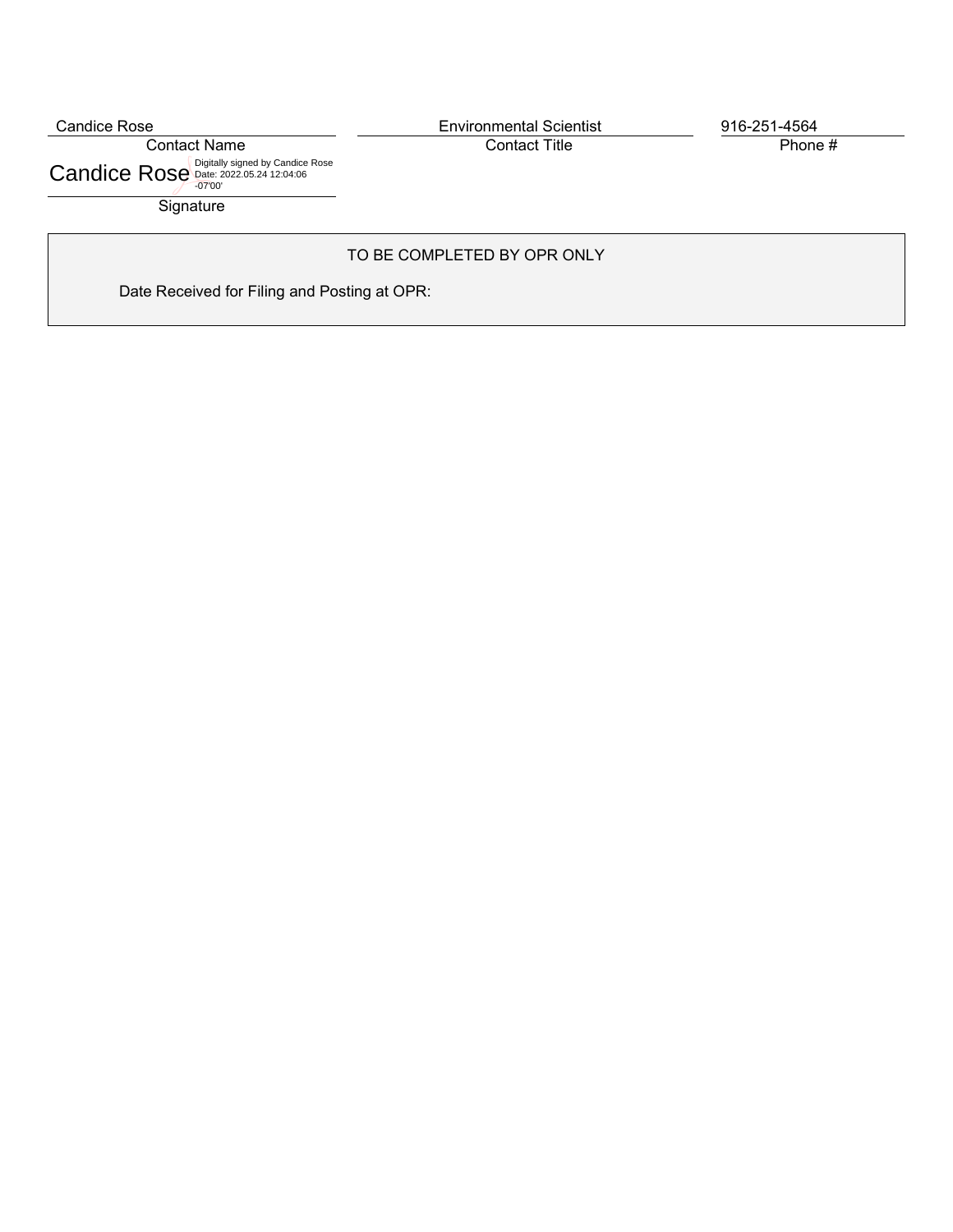| Candice Rose | Environmental Scientist | 916-251-4564 |
| --- | --- | --- |
| Contact Name | Contact Title | Phone # |

Candice Rose Digitally signed by Candice Rose Date: 2022.05.24 12:04:06 -07'00'

Signature

TO BE COMPLETED BY OPR ONLY

Date Received for Filing and Posting at OPR: